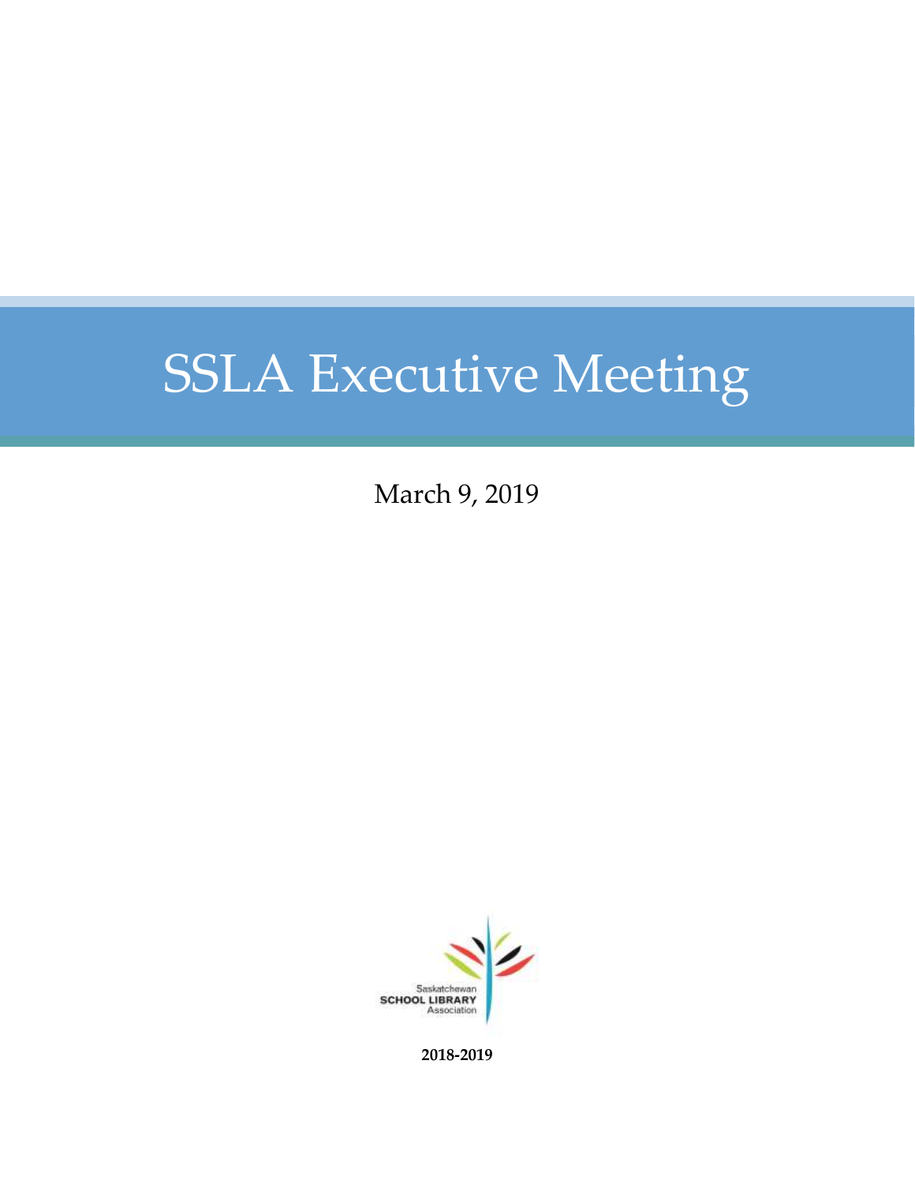# SSLA Executive Meeting

March 9, 2019

Saskatchewan
SCHOOL LIBRARY
Association

**2018-2019**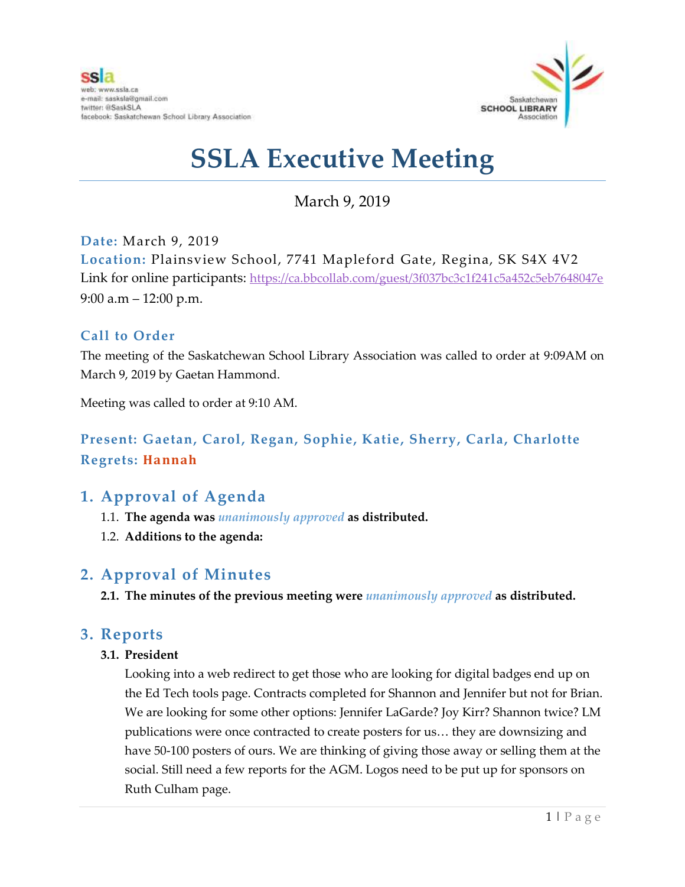# SSLA Executive Meeting

March 9, 2019

**Date:** March 9, 2019
**Location:** Plainsview School, 7741 Mapleford Gate, Regina, SK S4X 4V2
Link for online participants: https://ca.bbcollab.com/guest/3f037bc3c1f241c5a452c5eb7648047e
9:00 a.m – 12:00 p.m.

### Call to Order

The meeting of the Saskatchewan School Library Association was called to order at 9:09AM on March 9, 2019 by Gaetan Hammond.

Meeting was called to order at 9:10 AM.

**Present: Gaetan, Carol, Regan, Sophie, Katie, Sherry, Carla, Charlotte**
**Regrets: Hannah**

## 1. Approval of Agenda

1.1. **The agenda was *unanimously approved* as distributed.**

1.2. **Additions to the agenda:**

## 2. Approval of Minutes

**2.1. The minutes of the previous meeting were *unanimously approved* as distributed.**

## 3. Reports

**3.1. President**

Looking into a web redirect to get those who are looking for digital badges end up on the Ed Tech tools page. Contracts completed for Shannon and Jennifer but not for Brian. We are looking for some other options: Jennifer LaGarde? Joy Kirr? Shannon twice? LM publications were once contracted to create posters for us… they are downsizing and have 50-100 posters of ours. We are thinking of giving those away or selling them at the social. Still need a few reports for the AGM. Logos need to be put up for sponsors on Ruth Culham page.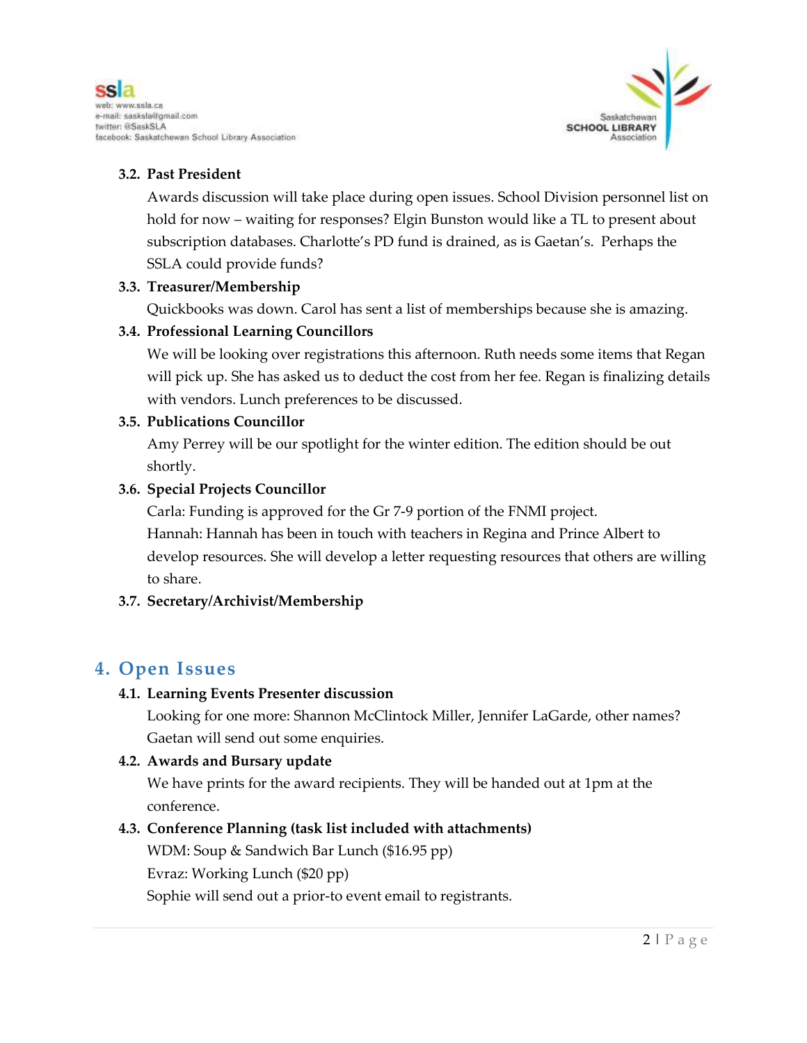### 3.2. Past President

Awards discussion will take place during open issues. School Division personnel list on hold for now – waiting for responses? Elgin Bunston would like a TL to present about subscription databases. Charlotte's PD fund is drained, as is Gaetan's. Perhaps the SSLA could provide funds?

### 3.3. Treasurer/Membership

Quickbooks was down. Carol has sent a list of memberships because she is amazing.

### 3.4. Professional Learning Councillors

We will be looking over registrations this afternoon. Ruth needs some items that Regan will pick up. She has asked us to deduct the cost from her fee. Regan is finalizing details with vendors. Lunch preferences to be discussed.

### 3.5. Publications Councillor

Amy Perrey will be our spotlight for the winter edition. The edition should be out shortly.

### 3.6. Special Projects Councillor

Carla: Funding is approved for the Gr 7-9 portion of the FNMI project.

Hannah: Hannah has been in touch with teachers in Regina and Prince Albert to develop resources. She will develop a letter requesting resources that others are willing to share.

### 3.7. Secretary/Archivist/Membership

## 4. Open Issues

### 4.1. Learning Events Presenter discussion

Looking for one more: Shannon McClintock Miller, Jennifer LaGarde, other names? Gaetan will send out some enquiries.

### 4.2. Awards and Bursary update

We have prints for the award recipients. They will be handed out at 1pm at the conference.

### 4.3. Conference Planning (task list included with attachments)

WDM: Soup & Sandwich Bar Lunch ($16.95 pp)

Evraz: Working Lunch ($20 pp)

Sophie will send out a prior-to event email to registrants.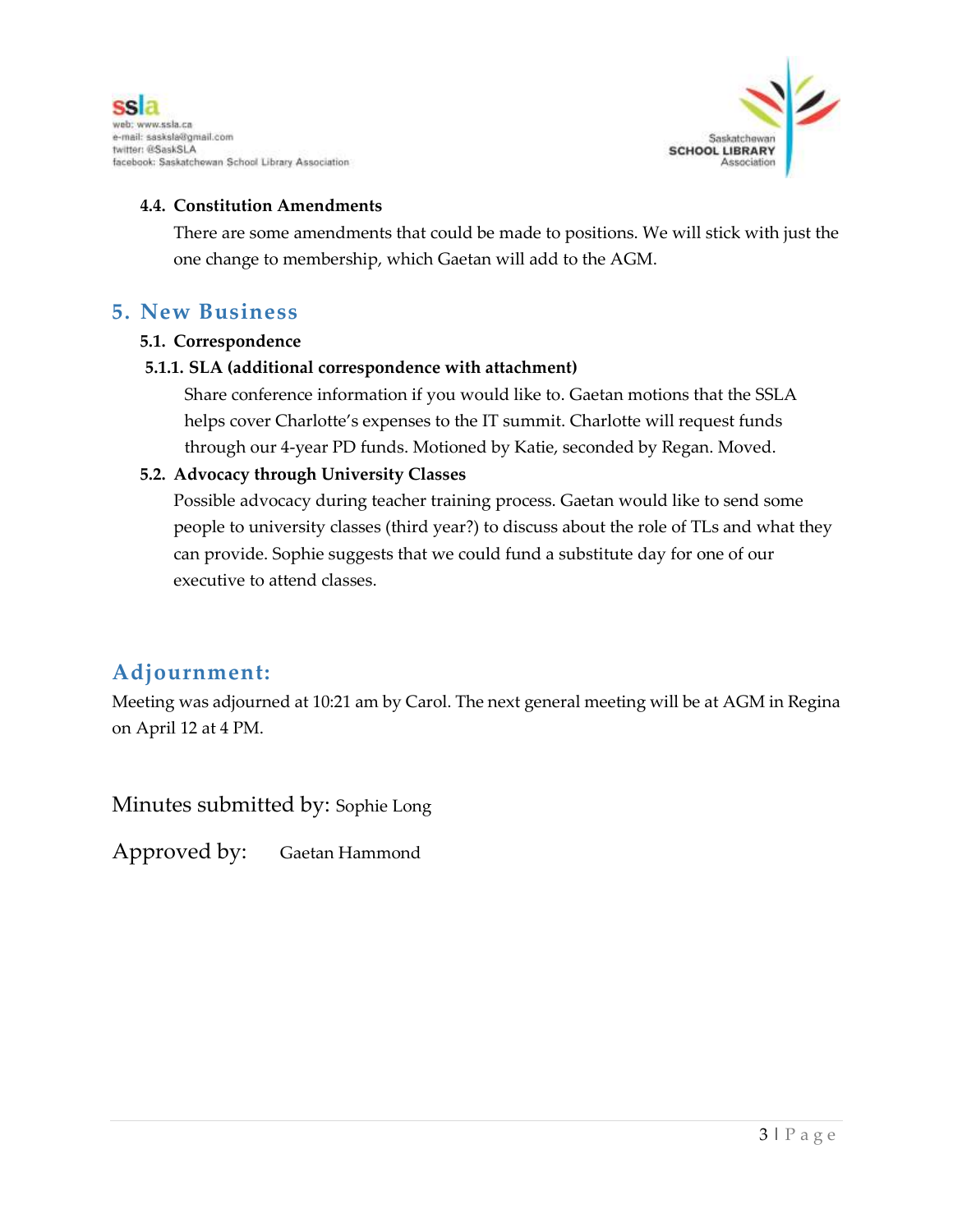#### 4.4. Constitution Amendments

There are some amendments that could be made to positions. We will stick with just the one change to membership, which Gaetan will add to the AGM.

## 5. New Business

#### 5.1. Correspondence

##### 5.1.1. SLA (additional correspondence with attachment)

Share conference information if you would like to. Gaetan motions that the SSLA helps cover Charlotte's expenses to the IT summit. Charlotte will request funds through our 4-year PD funds. Motioned by Katie, seconded by Regan. Moved.

#### 5.2. Advocacy through University Classes

Possible advocacy during teacher training process. Gaetan would like to send some people to university classes (third year?) to discuss about the role of TLs and what they can provide. Sophie suggests that we could fund a substitute day for one of our executive to attend classes.

## Adjournment:

Meeting was adjourned at 10:21 am by Carol. The next general meeting will be at AGM in Regina on April 12 at 4 PM.

Minutes submitted by: Sophie Long

Approved by: Gaetan Hammond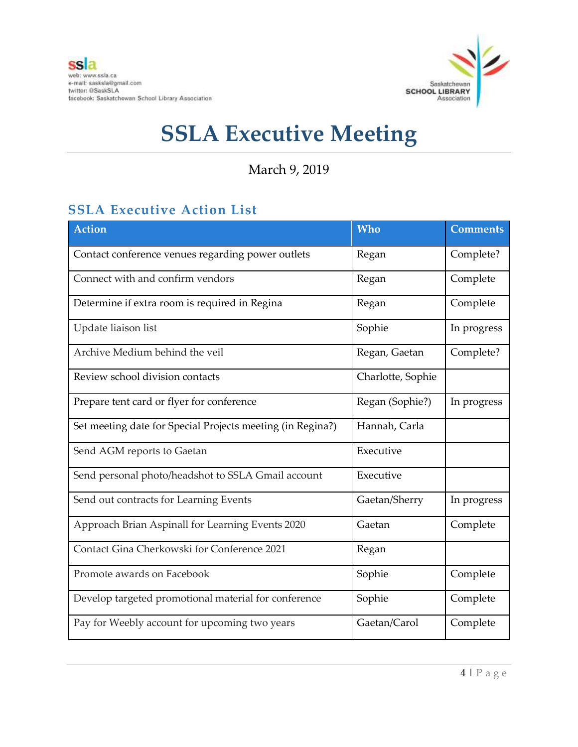# SSLA Executive Meeting

March 9, 2019

## SSLA Executive Action List

| Action | Who | Comments |
|---|---|---|
| Contact conference venues regarding power outlets | Regan | Complete? |
| Connect with and confirm vendors | Regan | Complete |
| Determine if extra room is required in Regina | Regan | Complete |
| Update liaison list | Sophie | In progress |
| Archive Medium behind the veil | Regan, Gaetan | Complete? |
| Review school division contacts | Charlotte, Sophie | |
| Prepare tent card or flyer for conference | Regan (Sophie?) | In progress |
| Set meeting date for Special Projects meeting (in Regina?) | Hannah, Carla | |
| Send AGM reports to Gaetan | Executive | |
| Send personal photo/headshot to SSLA Gmail account | Executive | |
| Send out contracts for Learning Events | Gaetan/Sherry | In progress |
| Approach Brian Aspinall for Learning Events 2020 | Gaetan | Complete |
| Contact Gina Cherkowski for Conference 2021 | Regan | |
| Promote awards on Facebook | Sophie | Complete |
| Develop targeted promotional material for conference | Sophie | Complete |
| Pay for Weebly account for upcoming two years | Gaetan/Carol | Complete |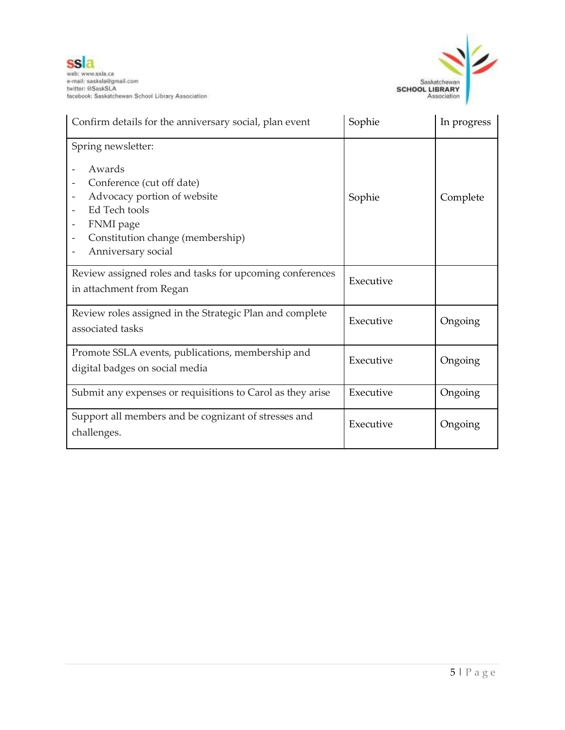| | | |
|---|---|---|
| Confirm details for the anniversary social, plan event | Sophie | In progress |
| Spring newsletter:<br>- Awards<br>- Conference (cut off date)<br>- Advocacy portion of website<br>- Ed Tech tools<br>- FNMI page<br>- Constitution change (membership)<br>- Anniversary social | Sophie | Complete |
| Review assigned roles and tasks for upcoming conferences in attachment from Regan | Executive | |
| Review roles assigned in the Strategic Plan and complete associated tasks | Executive | Ongoing |
| Promote SSLA events, publications, membership and digital badges on social media | Executive | Ongoing |
| Submit any expenses or requisitions to Carol as they arise | Executive | Ongoing |
| Support all members and be cognizant of stresses and challenges. | Executive | Ongoing |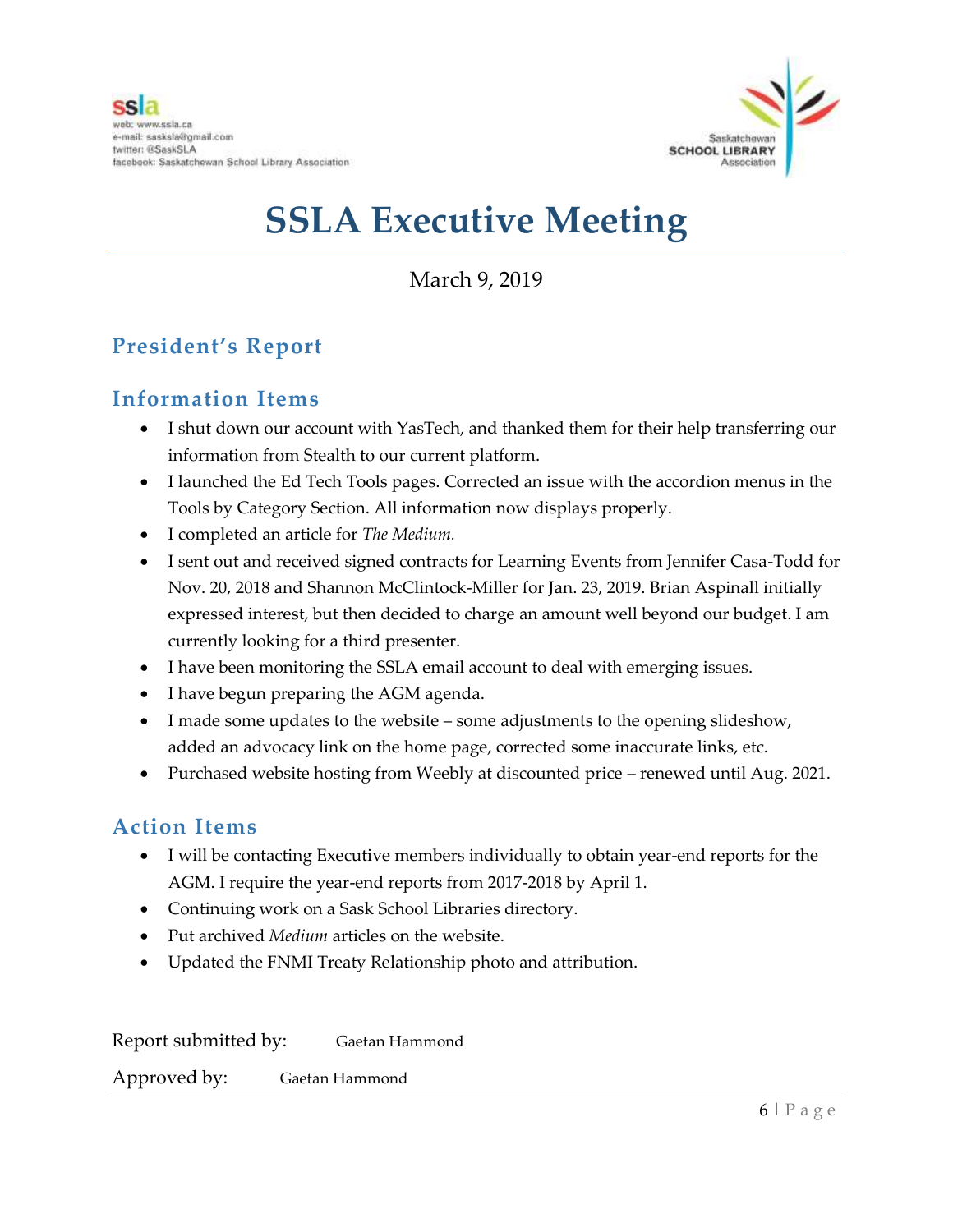ssla
web: www.ssla.ca
e-mail: sasksla@gmail.com
twitter: @SaskSLA
facebook: Saskatchewan School Library Association

Saskatchewan SCHOOL LIBRARY Association

# SSLA Executive Meeting

March 9, 2019

## President's Report

## Information Items

- I shut down our account with YasTech, and thanked them for their help transferring our information from Stealth to our current platform.
- I launched the Ed Tech Tools pages. Corrected an issue with the accordion menus in the Tools by Category Section. All information now displays properly.
- I completed an article for *The Medium.*
- I sent out and received signed contracts for Learning Events from Jennifer Casa-Todd for Nov. 20, 2018 and Shannon McClintock-Miller for Jan. 23, 2019. Brian Aspinall initially expressed interest, but then decided to charge an amount well beyond our budget. I am currently looking for a third presenter.
- I have been monitoring the SSLA email account to deal with emerging issues.
- I have begun preparing the AGM agenda.
- I made some updates to the website – some adjustments to the opening slideshow, added an advocacy link on the home page, corrected some inaccurate links, etc.
- Purchased website hosting from Weebly at discounted price – renewed until Aug. 2021.

## Action Items

- I will be contacting Executive members individually to obtain year-end reports for the AGM. I require the year-end reports from 2017-2018 by April 1.
- Continuing work on a Sask School Libraries directory.
- Put archived *Medium* articles on the website.
- Updated the FNMI Treaty Relationship photo and attribution.

Report submitted by: Gaetan Hammond

Approved by: Gaetan Hammond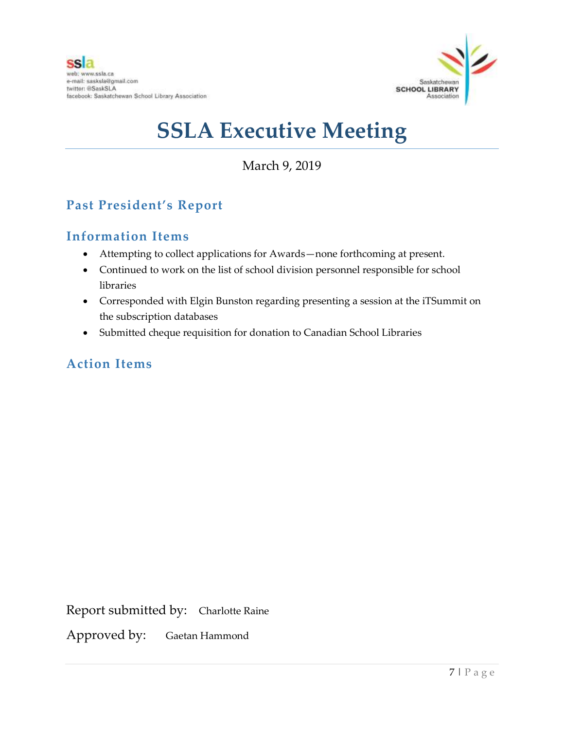ssla
web: www.ssla.ca
e-mail: sasksla@gmail.com
twitter: @SaskSLA
facebook: Saskatchewan School Library Association

Saskatchewan SCHOOL LIBRARY Association

# SSLA Executive Meeting

March 9, 2019

## Past President's Report

## Information Items

- Attempting to collect applications for Awards—none forthcoming at present.
- Continued to work on the list of school division personnel responsible for school libraries
- Corresponded with Elgin Bunston regarding presenting a session at the iTSummit on the subscription databases
- Submitted cheque requisition for donation to Canadian School Libraries

## Action Items

Report submitted by: Charlotte Raine

Approved by: Gaetan Hammond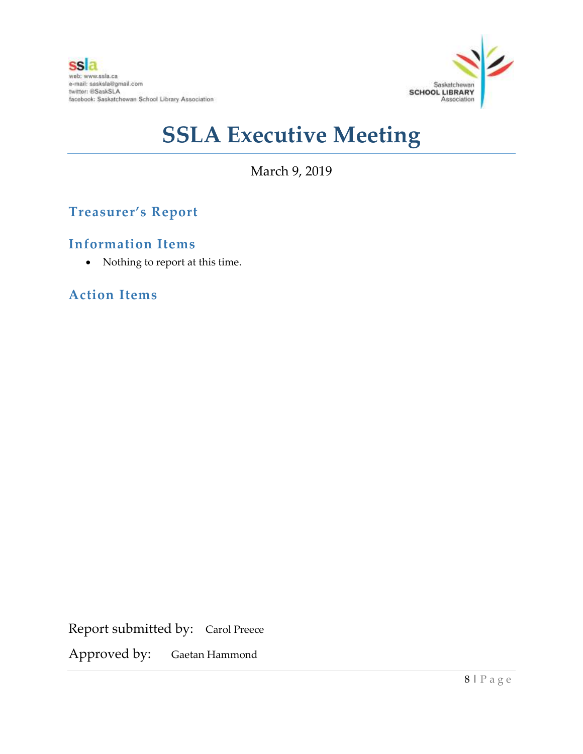# SSLA Executive Meeting

March 9, 2019

## Treasurer's Report

### Information Items

- Nothing to report at this time.

### Action Items

Report submitted by: Carol Preece

Approved by: Gaetan Hammond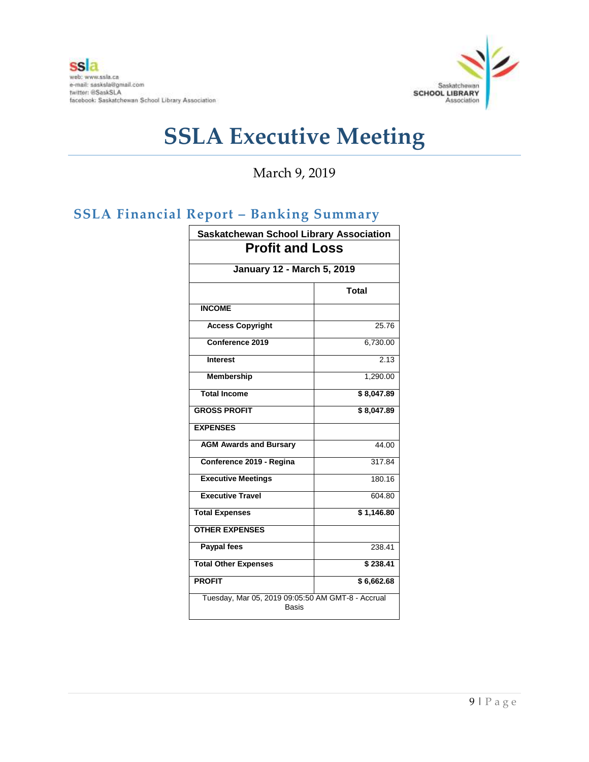ssla
web: www.ssla.ca
e-mail: sasksla@gmail.com
twitter: @SaskSLA
facebook: Saskatchewan School Library Association

Saskatchewan SCHOOL LIBRARY Association

# SSLA Executive Meeting

March 9, 2019

## SSLA Financial Report – Banking Summary

| Saskatchewan School Library Association | |
|---|---|
| **Profit and Loss** | |
| **January 12 - March 5, 2019** | |
| | **Total** |
| **INCOME** | |
| **Access Copyright** | 25.76 |
| **Conference 2019** | 6,730.00 |
| **Interest** | 2.13 |
| **Membership** | 1,290.00 |
| **Total Income** | **$ 8,047.89** |
| **GROSS PROFIT** | **$ 8,047.89** |
| **EXPENSES** | |
| **AGM Awards and Bursary** | 44.00 |
| **Conference 2019 - Regina** | 317.84 |
| **Executive Meetings** | 180.16 |
| **Executive Travel** | 604.80 |
| **Total Expenses** | **$ 1,146.80** |
| **OTHER EXPENSES** | |
| **Paypal fees** | 238.41 |
| **Total Other Expenses** | **$ 238.41** |
| **PROFIT** | **$ 6,662.68** |
| Tuesday, Mar 05, 2019 09:05:50 AM GMT-8 - Accrual Basis | |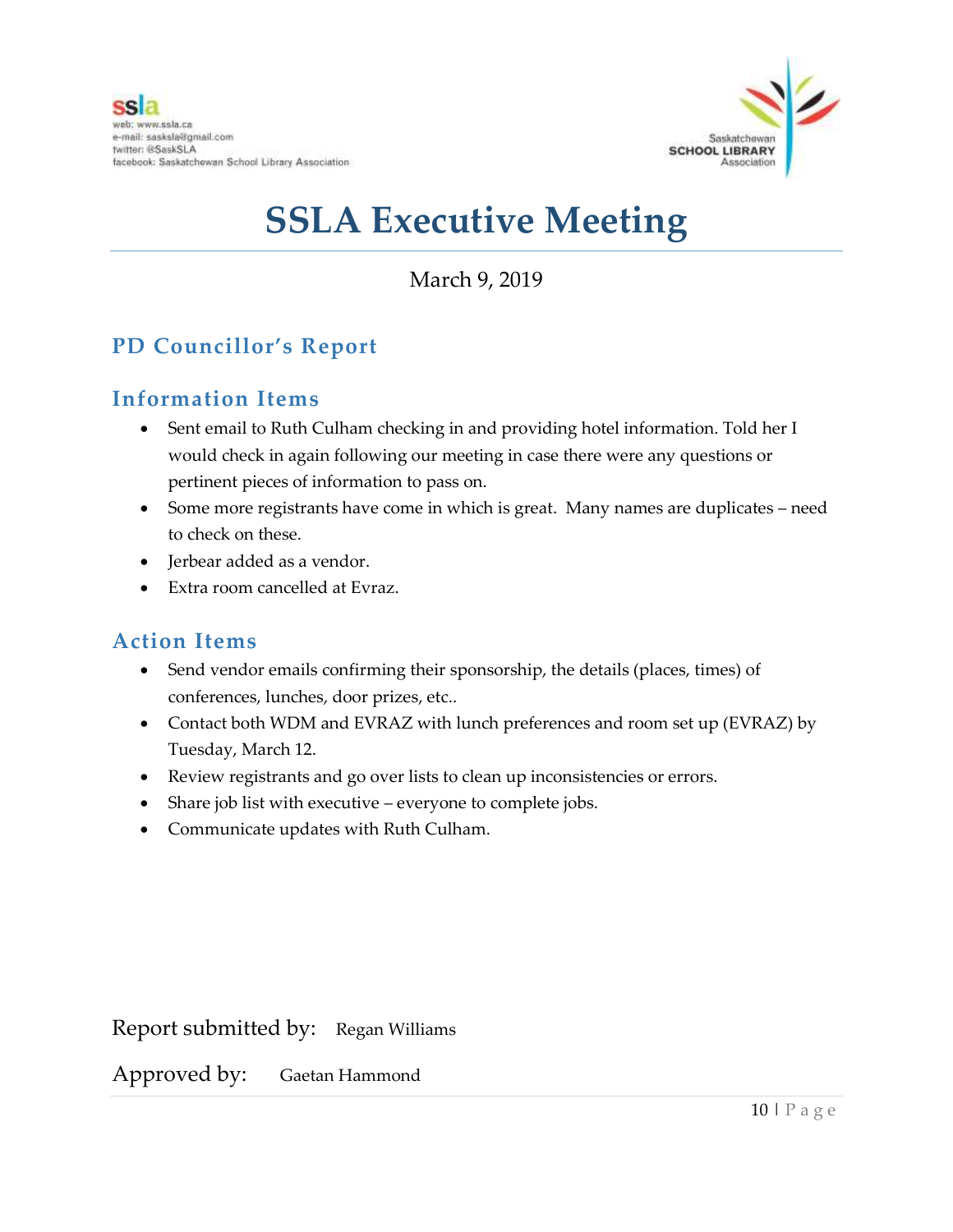ssla
web: www.ssla.ca
e-mail: sasksla@gmail.com
twitter: @SaskSLA
facebook: Saskatchewan School Library Association

Saskatchewan SCHOOL LIBRARY Association

# SSLA Executive Meeting

March 9, 2019

## PD Councillor's Report

### Information Items

- Sent email to Ruth Culham checking in and providing hotel information. Told her I would check in again following our meeting in case there were any questions or pertinent pieces of information to pass on.
- Some more registrants have come in which is great. Many names are duplicates – need to check on these.
- Jerbear added as a vendor.
- Extra room cancelled at Evraz.

### Action Items

- Send vendor emails confirming their sponsorship, the details (places, times) of conferences, lunches, door prizes, etc..
- Contact both WDM and EVRAZ with lunch preferences and room set up (EVRAZ) by Tuesday, March 12.
- Review registrants and go over lists to clean up inconsistencies or errors.
- Share job list with executive – everyone to complete jobs.
- Communicate updates with Ruth Culham.

Report submitted by: Regan Williams

Approved by: Gaetan Hammond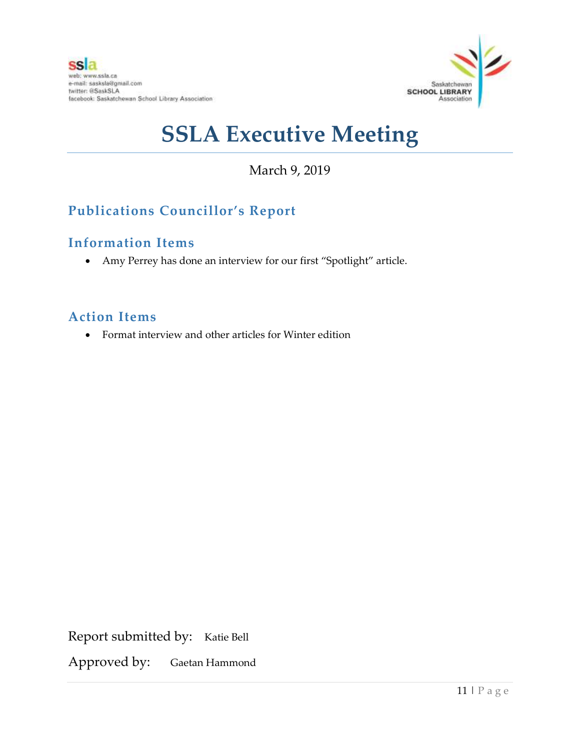ssla
web: www.ssla.ca
e-mail: sasksla@gmail.com
twitter: @SaskSLA
facebook: Saskatchewan School Library Association

Saskatchewan SCHOOL LIBRARY Association

# SSLA Executive Meeting

March 9, 2019

## Publications Councillor's Report

## Information Items

- Amy Perrey has done an interview for our first "Spotlight" article.

## Action Items

- Format interview and other articles for Winter edition

Report submitted by: Katie Bell

Approved by: Gaetan Hammond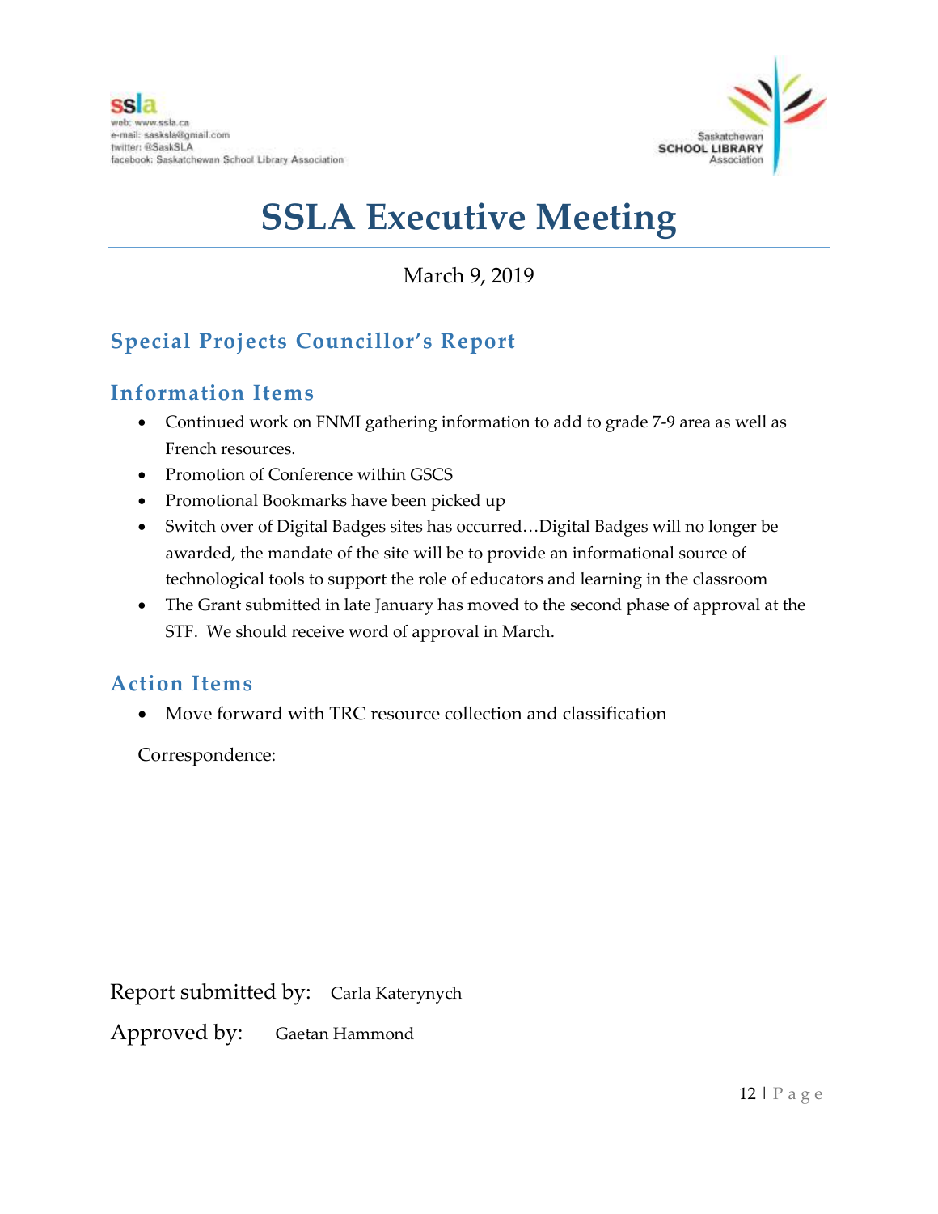ssla
web: www.ssla.ca
e-mail: sasksla@gmail.com
twitter: @SaskSLA
facebook: Saskatchewan School Library Association

Saskatchewan SCHOOL LIBRARY Association

# SSLA Executive Meeting

March 9, 2019

## Special Projects Councillor's Report

### Information Items

- Continued work on FNMI gathering information to add to grade 7-9 area as well as French resources.
- Promotion of Conference within GSCS
- Promotional Bookmarks have been picked up
- Switch over of Digital Badges sites has occurred…Digital Badges will no longer be awarded, the mandate of the site will be to provide an informational source of technological tools to support the role of educators and learning in the classroom
- The Grant submitted in late January has moved to the second phase of approval at the STF. We should receive word of approval in March.

### Action Items

- Move forward with TRC resource collection and classification

Correspondence:

Report submitted by: Carla Katerynych

Approved by: Gaetan Hammond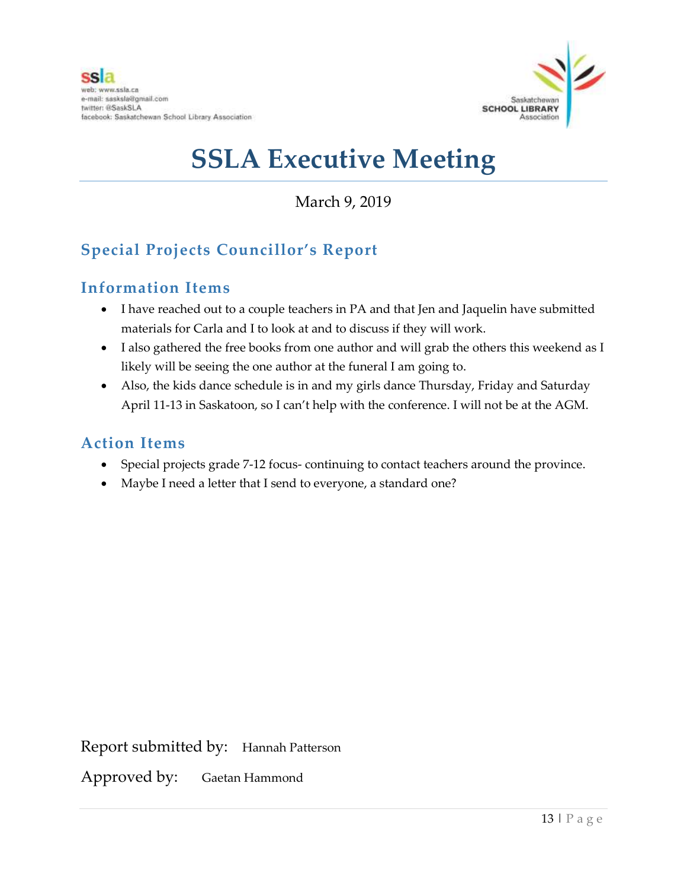# SSLA Executive Meeting

March 9, 2019

## Special Projects Councillor's Report

### Information Items

- I have reached out to a couple teachers in PA and that Jen and Jaquelin have submitted materials for Carla and I to look at and to discuss if they will work.
- I also gathered the free books from one author and will grab the others this weekend as I likely will be seeing the one author at the funeral I am going to.
- Also, the kids dance schedule is in and my girls dance Thursday, Friday and Saturday April 11-13 in Saskatoon, so I can't help with the conference. I will not be at the AGM.

### Action Items

- Special projects grade 7-12 focus- continuing to contact teachers around the province.
- Maybe I need a letter that I send to everyone, a standard one?

Report submitted by: Hannah Patterson

Approved by: Gaetan Hammond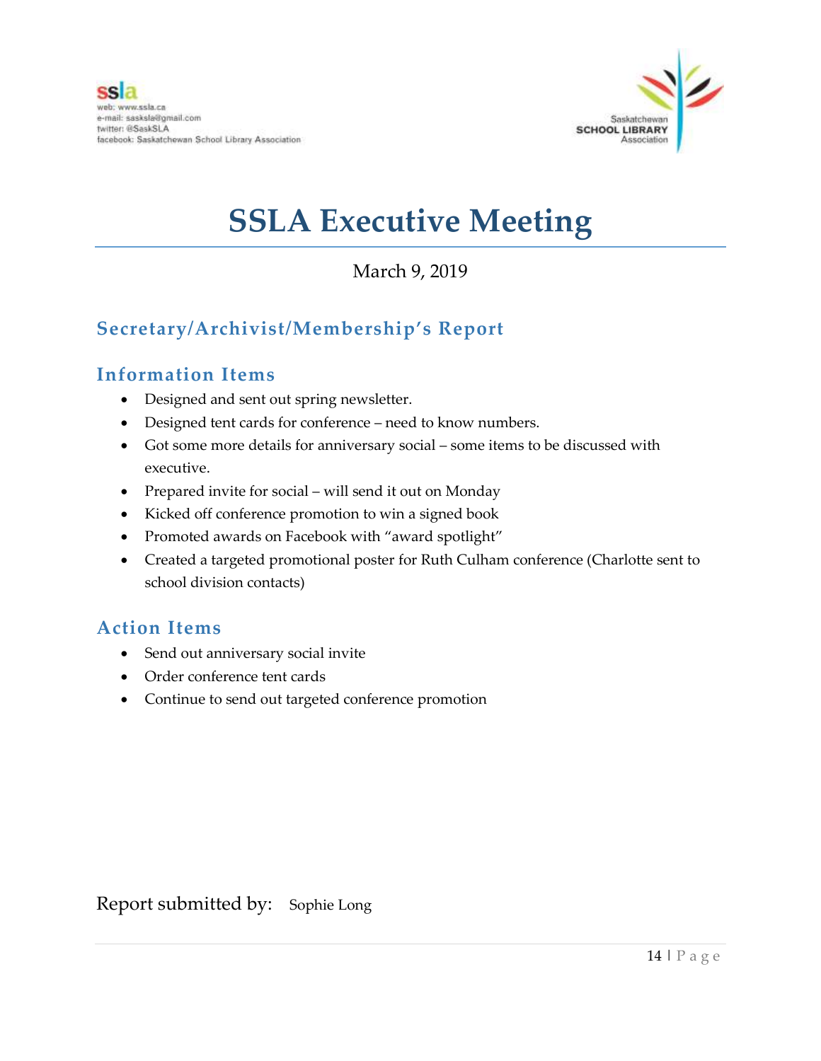ssla
web: www.ssla.ca
e-mail: sasksla@gmail.com
twitter: @SaskSLA
facebook: Saskatchewan School Library Association

Saskatchewan SCHOOL LIBRARY Association

# SSLA Executive Meeting

March 9, 2019

## Secretary/Archivist/Membership's Report

### Information Items

- Designed and sent out spring newsletter.
- Designed tent cards for conference – need to know numbers.
- Got some more details for anniversary social – some items to be discussed with executive.
- Prepared invite for social – will send it out on Monday
- Kicked off conference promotion to win a signed book
- Promoted awards on Facebook with "award spotlight"
- Created a targeted promotional poster for Ruth Culham conference (Charlotte sent to school division contacts)

### Action Items

- Send out anniversary social invite
- Order conference tent cards
- Continue to send out targeted conference promotion

Report submitted by: Sophie Long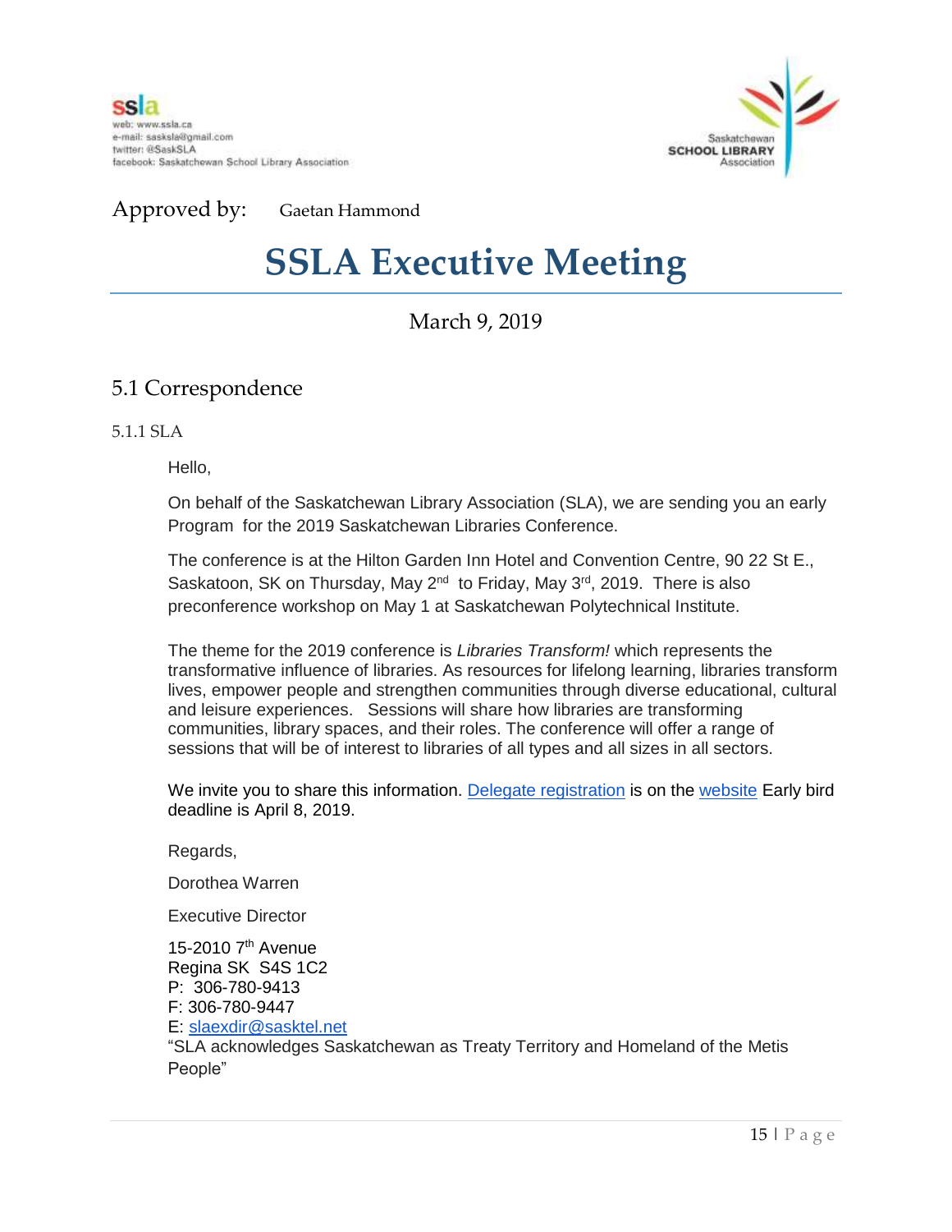ssla
web: www.ssla.ca
e-mail: sasksla@gmail.com
twitter: @SaskSLA
facebook: Saskatchewan School Library Association

Saskatchewan SCHOOL LIBRARY Association

Approved by: Gaetan Hammond

# SSLA Executive Meeting

March 9, 2019

## 5.1 Correspondence

### 5.1.1 SLA

Hello,

On behalf of the Saskatchewan Library Association (SLA), we are sending you an early Program for the 2019 Saskatchewan Libraries Conference.

The conference is at the Hilton Garden Inn Hotel and Convention Centre, 90 22 St E., Saskatoon, SK on Thursday, May 2nd to Friday, May 3rd, 2019. There is also preconference workshop on May 1 at Saskatchewan Polytechnical Institute.

The theme for the 2019 conference is *Libraries Transform!* which represents the transformative influence of libraries. As resources for lifelong learning, libraries transform lives, empower people and strengthen communities through diverse educational, cultural and leisure experiences. Sessions will share how libraries are transforming communities, library spaces, and their roles. The conference will offer a range of sessions that will be of interest to libraries of all types and all sizes in all sectors.

We invite you to share this information. Delegate registration is on the website Early bird deadline is April 8, 2019.

Regards,

Dorothea Warren

Executive Director

15-2010 7th Avenue
Regina SK S4S 1C2
P: 306-780-9413
F: 306-780-9447
E: slaexdir@sasktel.net
"SLA acknowledges Saskatchewan as Treaty Territory and Homeland of the Metis People"